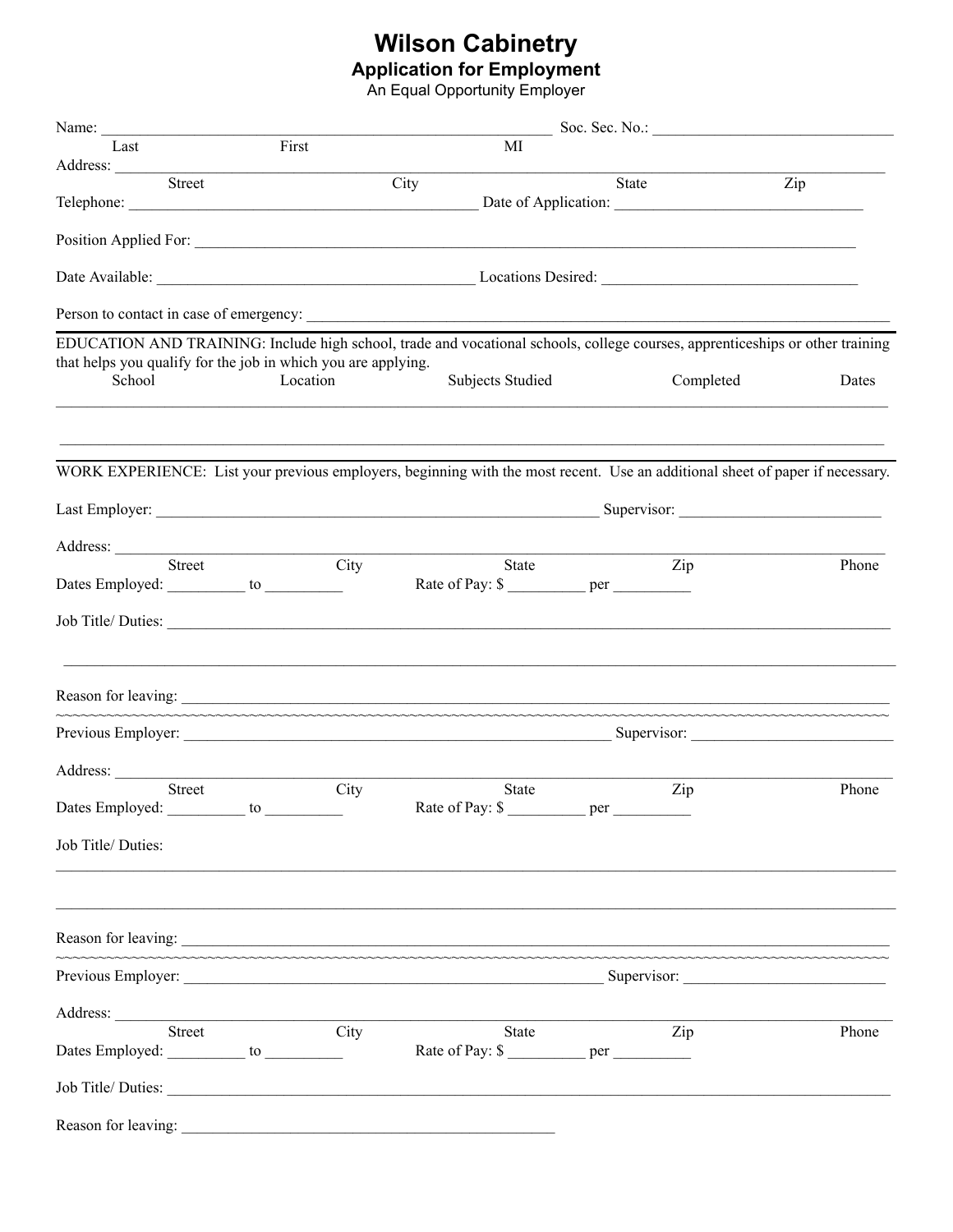# Wilson Cabinetry

## Application for Employment

An Equal Opportunity Employer

Name: ____________________________________________________________ Soc. Sec. No.: ______________________________

Last First MI

Address: ___________________________________________________________________________________________

Street City State Zip

Telephone: _____________________________________________ Date of Application: ________________________________

Position Applied For: ___________________________________________________________________________________

Date Available: ___________________________________________ Locations Desired: __________________________________

Person to contact in case of emergency: ____________________________________________________________________

---

EDUCATION AND TRAINING: Include high school, trade and vocational schools, college courses, apprenticeships or other training that helps you qualify for the job in which you are applying.

| School | Location | Subjects Studied | Completed | Dates |
|---|---|---|---|---|
| | | | | |
| | | | | |

---

WORK EXPERIENCE: List your previous employers, beginning with the most recent. Use an additional sheet of paper if necessary.

Last Employer: ___________________________________________________________ Supervisor: __________________________

Address: ___________________________________________________________________________________________

Street City State Zip Phone

Dates Employed: __________ to __________ Rate of Pay: $ __________ per __________

Job Title/ Duties: ______________________________________________________________________________________

_____________________________________________________________________________________________________

Reason for leaving: _____________________________________________________________________________________

~~~~~~~~~~~~~~~~~~~~~~~~~~~~~~~~~~~~~~~~~~~~~~~~~~~~~~~~~~~~~~~~~~~~~~~~~~~~~~~~~~~~~~~~~~~~~~~~~~

Previous Employer: _________________________________________________________ Supervisor: __________________________

Address: ___________________________________________________________________________________________

Street City State Zip Phone

Dates Employed: __________ to __________ Rate of Pay: $ __________ per __________

Job Title/ Duties:

_____________________________________________________________________________________________________

_____________________________________________________________________________________________________

Reason for leaving: _____________________________________________________________________________________

~~~~~~~~~~~~~~~~~~~~~~~~~~~~~~~~~~~~~~~~~~~~~~~~~~~~~~~~~~~~~~~~~~~~~~~~~~~~~~~~~~~~~~~~~~~~~~~~~~

Previous Employer: _________________________________________________________ Supervisor: __________________________

Address: ___________________________________________________________________________________________

Street City State Zip Phone

Dates Employed: __________ to __________ Rate of Pay: $ __________ per __________

Job Title/ Duties: ______________________________________________________________________________________

Reason for leaving: __________________________________________________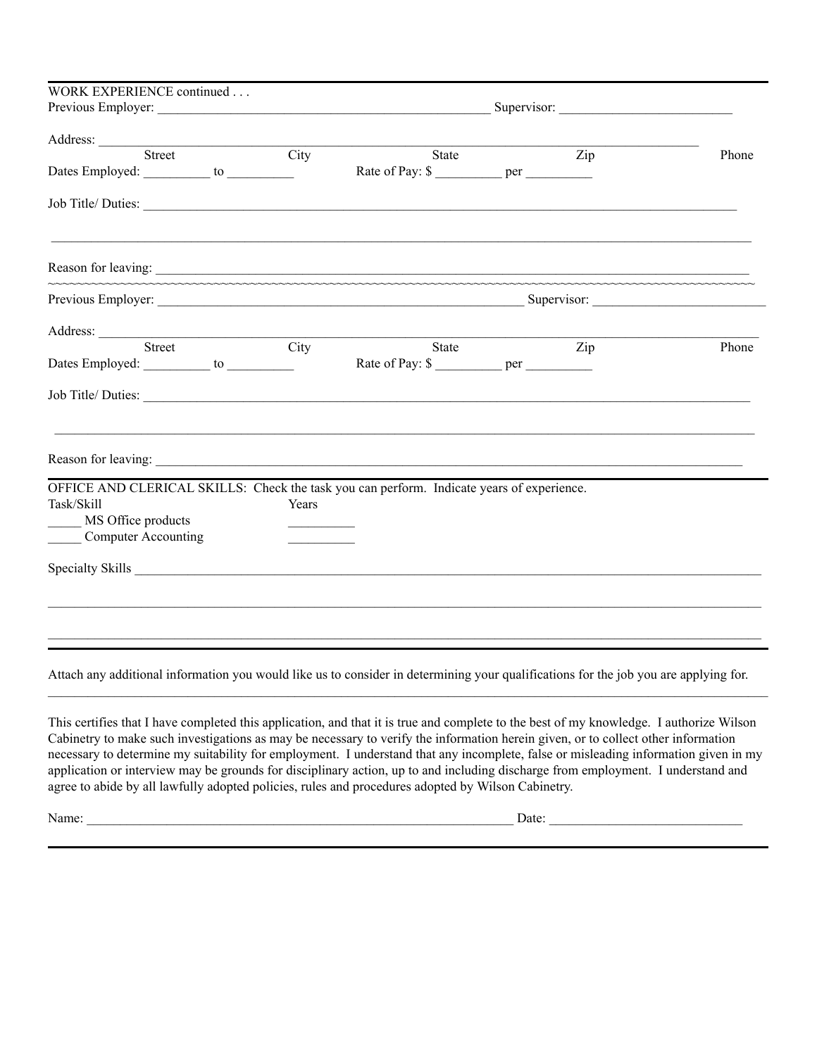WORK EXPERIENCE continued . . .

Previous Employer: ___________________________________________________ Supervisor: ___________________________

Address: ________________________________________________________________________________________________

Street City State Zip Phone

Dates Employed: __________ to __________ Rate of Pay: $ __________ per __________

Job Title/ Duties: ________________________________________________________________________________________

_______________________________________________________________________________________________________

Reason for leaving: _______________________________________________________________________________________

~~~~~~~~~~~~~~~~~~~~~~~~~~~~~~~~~~~~~~~~~~~~~~~~~~~~~~~~~~~~~~~~~~~~~~~~~~~~~~~~~~~~~~~~~~~~~~~~~~~~~~~~~~~~~~~~

Previous Employer: ______________________________________________________ Supervisor: ___________________________

Address: ________________________________________________________________________________________________

Street City State Zip Phone

Dates Employed: __________ to __________ Rate of Pay: $ __________ per __________

Job Title/ Duties: ________________________________________________________________________________________

_______________________________________________________________________________________________________

Reason for leaving: _______________________________________________________________________________________

OFFICE AND CLERICAL SKILLS: Check the task you can perform. Indicate years of experience.

| Task/Skill | Years |
|---|---|
| _____ MS Office products | __________ |
| _____ Computer Accounting | __________ |

Specialty Skills __________________________________________________________________________________________

_______________________________________________________________________________________________________

_______________________________________________________________________________________________________

Attach any additional information you would like us to consider in determining your qualifications for the job you are applying for.

This certifies that I have completed this application, and that it is true and complete to the best of my knowledge. I authorize Wilson Cabinetry to make such investigations as may be necessary to verify the information herein given, or to collect other information necessary to determine my suitability for employment. I understand that any incomplete, false or misleading information given in my application or interview may be grounds for disciplinary action, up to and including discharge from employment. I understand and agree to abide by all lawfully adopted policies, rules and procedures adopted by Wilson Cabinetry.

Name: _____________________________________________________________________ Date: ______________________________